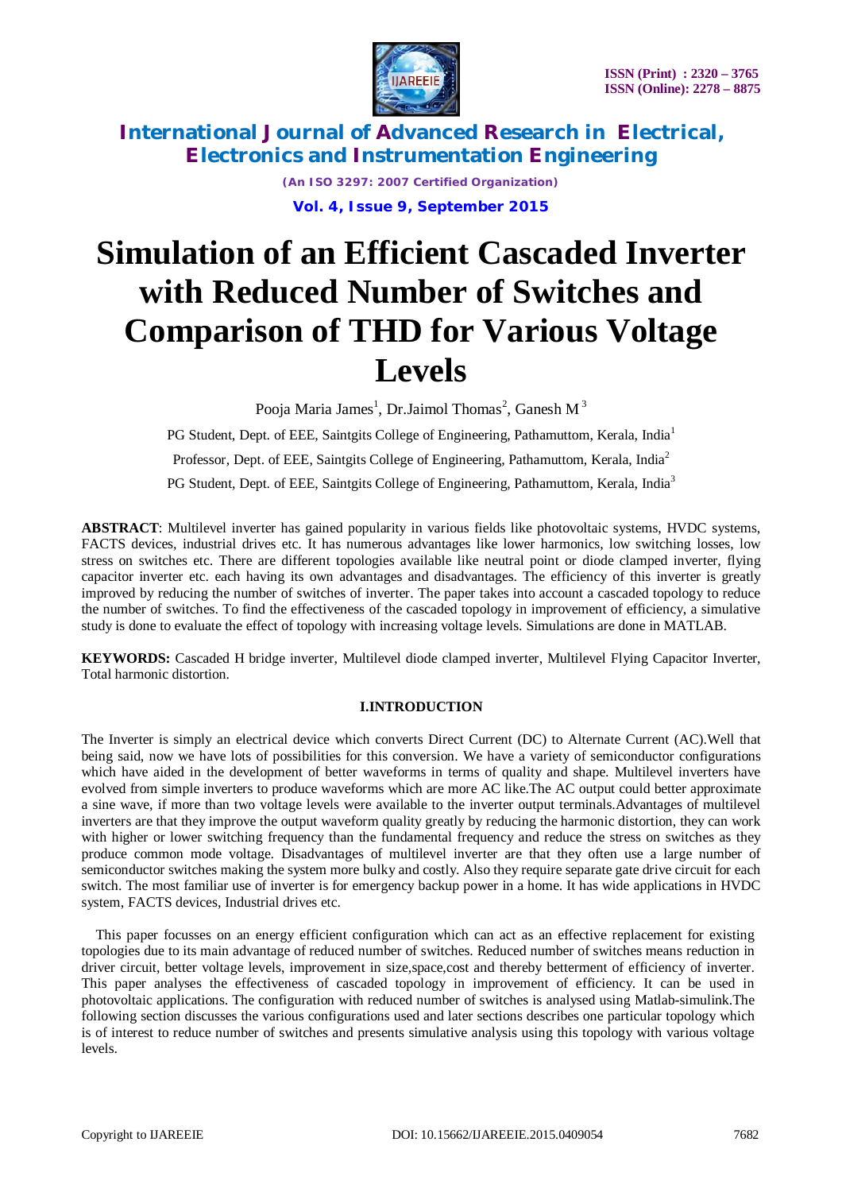# Simulation of an Efficient Cascaded Inverter with Reduced Number of Switches and Comparison of THD for Various Voltage Levels

Pooja Maria James[1], Dr.Jaimol Thomas[2], Ganesh M [3]

PG Student, Dept. of EEE, Saintgits College of Engineering, Pathamuttom, Kerala, India[1]

Professor, Dept. of EEE, Saintgits College of Engineering, Pathamuttom, Kerala, India[2]

PG Student, Dept. of EEE, Saintgits College of Engineering, Pathamuttom, Kerala, India[3]

**ABSTRACT**: Multilevel inverter has gained popularity in various fields like photovoltaic systems, HVDC systems, FACTS devices, industrial drives etc. It has numerous advantages like lower harmonics, low switching losses, low stress on switches etc. There are different topologies available like neutral point or diode clamped inverter, flying capacitor inverter etc. each having its own advantages and disadvantages. The efficiency of this inverter is greatly improved by reducing the number of switches of inverter. The paper takes into account a cascaded topology to reduce the number of switches. To find the effectiveness of the cascaded topology in improvement of efficiency, a simulative study is done to evaluate the effect of topology with increasing voltage levels. Simulations are done in MATLAB.

**KEYWORDS:** Cascaded H bridge inverter, Multilevel diode clamped inverter, Multilevel Flying Capacitor Inverter, Total harmonic distortion.

## I.INTRODUCTION

The Inverter is simply an electrical device which converts Direct Current (DC) to Alternate Current (AC).Well that being said, now we have lots of possibilities for this conversion. We have a variety of semiconductor configurations which have aided in the development of better waveforms in terms of quality and shape. Multilevel inverters have evolved from simple inverters to produce waveforms which are more AC like.The AC output could better approximate a sine wave, if more than two voltage levels were available to the inverter output terminals.Advantages of multilevel inverters are that they improve the output waveform quality greatly by reducing the harmonic distortion, they can work with higher or lower switching frequency than the fundamental frequency and reduce the stress on switches as they produce common mode voltage. Disadvantages of multilevel inverter are that they often use a large number of semiconductor switches making the system more bulky and costly. Also they require separate gate drive circuit for each switch. The most familiar use of inverter is for emergency backup power in a home. It has wide applications in HVDC system, FACTS devices, Industrial drives etc.

This paper focusses on an energy efficient configuration which can act as an effective replacement for existing topologies due to its main advantage of reduced number of switches. Reduced number of switches means reduction in driver circuit, better voltage levels, improvement in size,space,cost and thereby betterment of efficiency of inverter. This paper analyses the effectiveness of cascaded topology in improvement of efficiency. It can be used in photovoltaic applications. The configuration with reduced number of switches is analysed using Matlab-simulink.The following section discusses the various configurations used and later sections describes one particular topology which is of interest to reduce number of switches and presents simulative analysis using this topology with various voltage levels.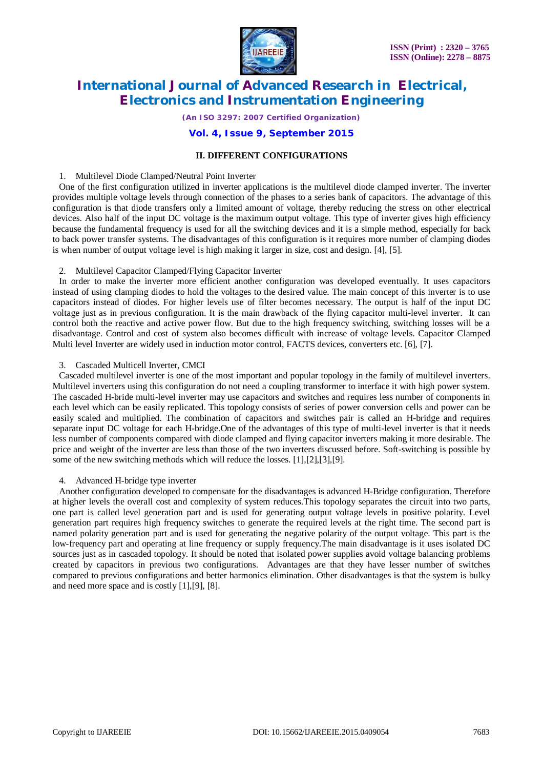## II. DIFFERENT CONFIGURATIONS

1. Multilevel Diode Clamped/Neutral Point Inverter

One of the first configuration utilized in inverter applications is the multilevel diode clamped inverter. The inverter provides multiple voltage levels through connection of the phases to a series bank of capacitors. The advantage of this configuration is that diode transfers only a limited amount of voltage, thereby reducing the stress on other electrical devices. Also half of the input DC voltage is the maximum output voltage. This type of inverter gives high efficiency because the fundamental frequency is used for all the switching devices and it is a simple method, especially for back to back power transfer systems. The disadvantages of this configuration is it requires more number of clamping diodes is when number of output voltage level is high making it larger in size, cost and design. [4], [5].

2. Multilevel Capacitor Clamped/Flying Capacitor Inverter

In order to make the inverter more efficient another configuration was developed eventually. It uses capacitors instead of using clamping diodes to hold the voltages to the desired value. The main concept of this inverter is to use capacitors instead of diodes. For higher levels use of filter becomes necessary. The output is half of the input DC voltage just as in previous configuration. It is the main drawback of the flying capacitor multi-level inverter. It can control both the reactive and active power flow. But due to the high frequency switching, switching losses will be a disadvantage. Control and cost of system also becomes difficult with increase of voltage levels. Capacitor Clamped Multi level Inverter are widely used in induction motor control, FACTS devices, converters etc. [6], [7].

3. Cascaded Multicell Inverter, CMCI

Cascaded multilevel inverter is one of the most important and popular topology in the family of multilevel inverters. Multilevel inverters using this configuration do not need a coupling transformer to interface it with high power system. The cascaded H-bride multi-level inverter may use capacitors and switches and requires less number of components in each level which can be easily replicated. This topology consists of series of power conversion cells and power can be easily scaled and multiplied. The combination of capacitors and switches pair is called an H-bridge and requires separate input DC voltage for each H-bridge.One of the advantages of this type of multi-level inverter is that it needs less number of components compared with diode clamped and flying capacitor inverters making it more desirable. The price and weight of the inverter are less than those of the two inverters discussed before. Soft-switching is possible by some of the new switching methods which will reduce the losses. [1],[2],[3],[9].

4. Advanced H-bridge type inverter

Another configuration developed to compensate for the disadvantages is advanced H-Bridge configuration. Therefore at higher levels the overall cost and complexity of system reduces.This topology separates the circuit into two parts, one part is called level generation part and is used for generating output voltage levels in positive polarity. Level generation part requires high frequency switches to generate the required levels at the right time. The second part is named polarity generation part and is used for generating the negative polarity of the output voltage. This part is the low-frequency part and operating at line frequency or supply frequency.The main disadvantage is it uses isolated DC sources just as in cascaded topology. It should be noted that isolated power supplies avoid voltage balancing problems created by capacitors in previous two configurations. Advantages are that they have lesser number of switches compared to previous configurations and better harmonics elimination. Other disadvantages is that the system is bulky and need more space and is costly [1],[9], [8].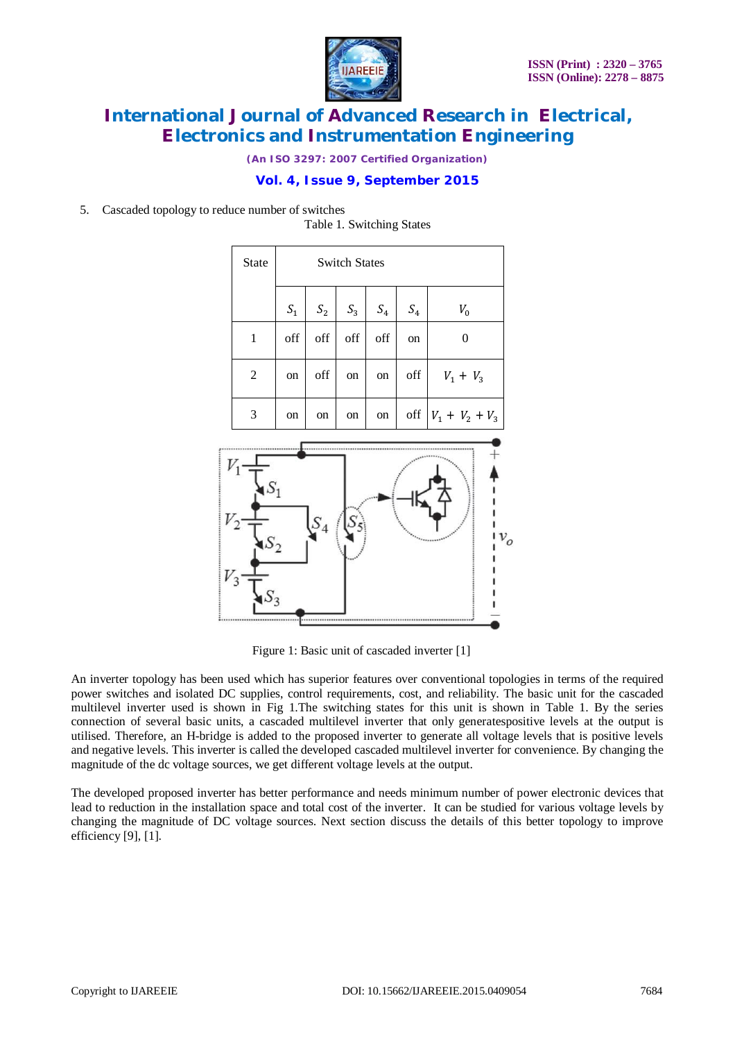5. Cascaded topology to reduce number of switches

Table 1. Switching States

| State | Switch States | | | | | |
|---|---|---|---|---|---|---|
| | $S_1$ | $S_2$ | $S_3$ | $S_4$ | $S_4$ | $V_0$ |
| 1 | off | off | off | off | on | 0 |
| 2 | on | off | on | on | off | $V_1 + V_3$ |
| 3 | on | on | on | on | off | $V_1 + V_2 + V_3$ |

Figure 1: Basic unit of cascaded inverter [1]

An inverter topology has been used which has superior features over conventional topologies in terms of the required power switches and isolated DC supplies, control requirements, cost, and reliability. The basic unit for the cascaded multilevel inverter used is shown in Fig 1.The switching states for this unit is shown in Table 1. By the series connection of several basic units, a cascaded multilevel inverter that only generatespositive levels at the output is utilised. Therefore, an H-bridge is added to the proposed inverter to generate all voltage levels that is positive levels and negative levels. This inverter is called the developed cascaded multilevel inverter for convenience. By changing the magnitude of the dc voltage sources, we get different voltage levels at the output.

The developed proposed inverter has better performance and needs minimum number of power electronic devices that lead to reduction in the installation space and total cost of the inverter. It can be studied for various voltage levels by changing the magnitude of DC voltage sources. Next section discuss the details of this better topology to improve efficiency [9], [1].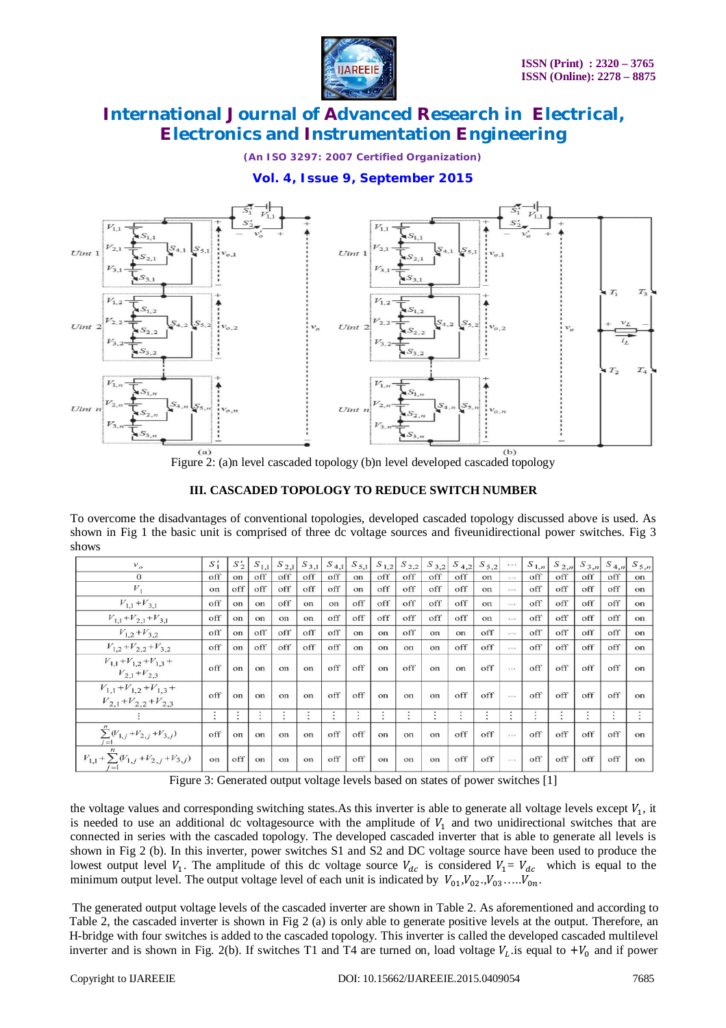Figure 2: (a)n level cascaded topology (b)n level developed cascaded topology

### III. CASCADED TOPOLOGY TO REDUCE SWITCH NUMBER

To overcome the disadvantages of conventional topologies, developed cascaded topology discussed above is used. As shown in Fig 1 the basic unit is comprised of three dc voltage sources and fiveunidirectional power switches. Fig 3 shows

| $v_o$ | $S'_1$ | $S'_2$ | $S_{1,1}$ | $S_{2,1}$ | $S_{3,1}$ | $S_{4,1}$ | $S_{5,1}$ | $S_{1,2}$ | $S_{2,2}$ | $S_{3,2}$ | $S_{4,2}$ | $S_{5,2}$ | $\cdots$ | $S_{1,n}$ | $S_{2,n}$ | $S_{3,n}$ | $S_{4,n}$ | $S_{5,n}$ |
|---|---|---|---|---|---|---|---|---|---|---|---|---|---|---|---|---|---|---|
| 0 | off | on | off | off | off | off | on | off | off | off | off | on | … | off | off | off | off | on |
| $V_1$ | on | off | off | off | off | off | on | off | off | off | off | on | … | off | off | off | off | on |
| $V_{1,1}+V_{3,1}$ | off | on | on | off | on | on | off | off | off | off | off | on | … | off | off | off | off | on |
| $V_{1,1}+V_{2,1}+V_{3,1}$ | off | on | on | on | on | off | off | off | off | off | off | on | … | off | off | off | off | on |
| $V_{1,2}+V_{3,2}$ | off | on | off | off | off | off | on | on | off | on | on | off | … | off | off | off | off | on |
| $V_{1,2}+V_{2,2}+V_{3,2}$ | off | on | off | off | off | off | on | on | on | on | off | off | … | off | off | off | off | on |
| $V_{1,1}+V_{1,2}+V_{1,3}+V_{2,1}+V_{2,3}$ | off | on | on | on | on | off | off | on | off | on | on | off | … | off | off | off | off | on |
| $V_{1,1}+V_{1,2}+V_{1,3}+V_{2,1}+V_{2,2}+V_{2,3}$ | off | on | on | on | on | off | off | on | on | on | off | off | … | off | off | off | off | on |
| ⋮ | ⋮ | ⋮ | ⋮ | ⋮ | ⋮ | ⋮ | ⋮ | ⋮ | ⋮ | ⋮ | ⋮ | ⋮ | ⋮ | ⋮ | ⋮ | ⋮ | ⋮ | ⋮ |
| $\sum_{j=1}^{n}(V_{1,j}+V_{2,j}+V_{3,j})$ | off | on | on | on | on | off | off | on | on | on | off | off | … | off | off | off | off | on |
| $V_{1,1}+\sum_{j=1}^{n}(V_{1,j}+V_{2,j}+V_{3,j})$ | on | off | on | on | on | off | off | on | on | on | off | off | … | off | off | off | off | on |

Figure 3: Generated output voltage levels based on states of power switches [1]

the voltage values and corresponding switching states.As this inverter is able to generate all voltage levels except $V_1$, it is needed to use an additional dc voltagesource with the amplitude of $V_1$ and two unidirectional switches that are connected in series with the cascaded topology. The developed cascaded inverter that is able to generate all levels is shown in Fig 2 (b). In this inverter, power switches S1 and S2 and DC voltage source have been used to produce the lowest output level $V_1$. The amplitude of this dc voltage source $V_{dc}$ is considered $V_1 = V_{dc}$ which is equal to the minimum output level. The output voltage level of each unit is indicated by $V_{01}, V_{02}, V_{03} \ldots V_{0n}$.

The generated output voltage levels of the cascaded inverter are shown in Table 2. As aforementioned and according to Table 2, the cascaded inverter is shown in Fig 2 (a) is only able to generate positive levels at the output. Therefore, an H-bridge with four switches is added to the cascaded topology. This inverter is called the developed cascaded multilevel inverter and is shown in Fig. 2(b). If switches T1 and T4 are turned on, load voltage $V_L$ is equal to $+V_0$ and if power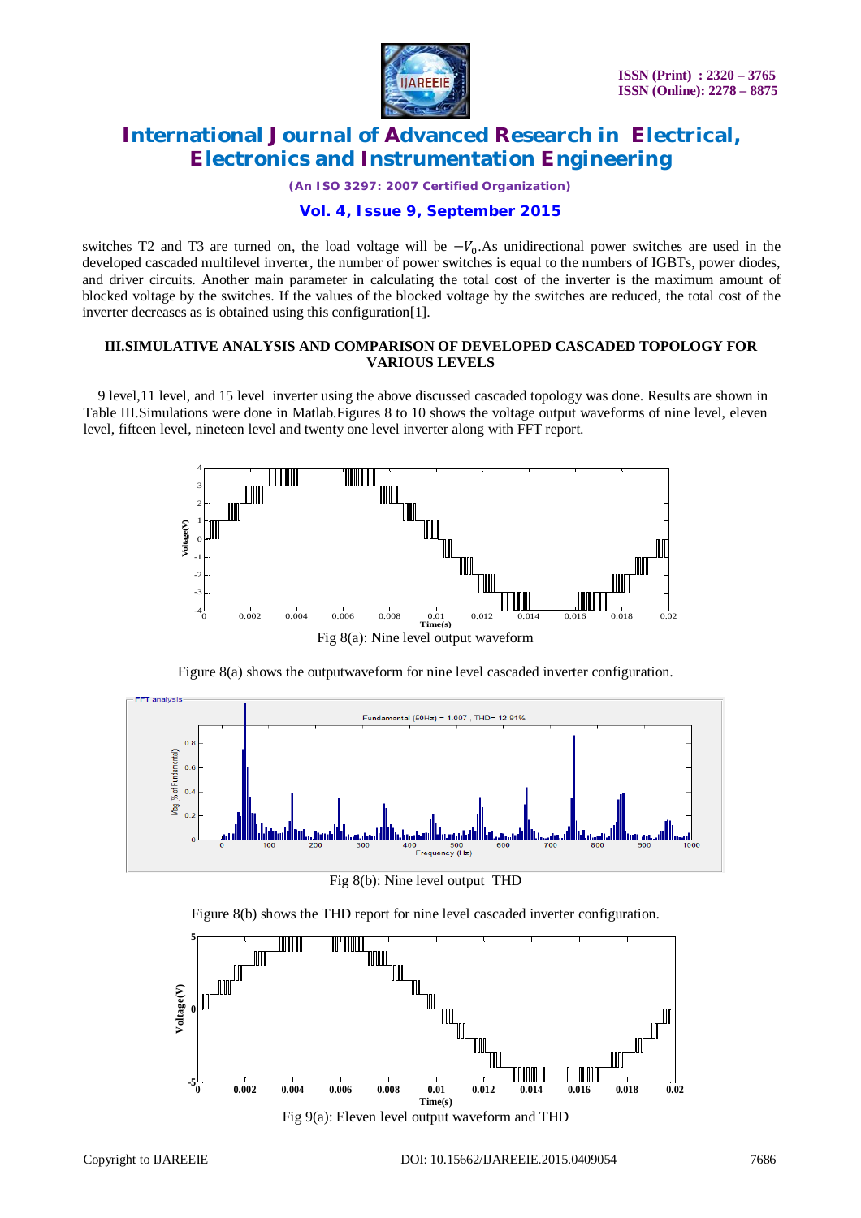switches T2 and T3 are turned on, the load voltage will be $-V_0$.As unidirectional power switches are used in the developed cascaded multilevel inverter, the number of power switches is equal to the numbers of IGBTs, power diodes, and driver circuits. Another main parameter in calculating the total cost of the inverter is the maximum amount of blocked voltage by the switches. If the values of the blocked voltage by the switches are reduced, the total cost of the inverter decreases as is obtained using this configuration[1].

## III.SIMULATIVE ANALYSIS AND COMPARISON OF DEVELOPED CASCADED TOPOLOGY FOR VARIOUS LEVELS

9 level,11 level, and 15 level inverter using the above discussed cascaded topology was done. Results are shown in Table III.Simulations were done in Matlab.Figures 8 to 10 shows the voltage output waveforms of nine level, eleven level, fifteen level, nineteen level and twenty one level inverter along with FFT report.

Fig 8(a): Nine level output waveform

Figure 8(a) shows the outputwaveform for nine level cascaded inverter configuration.

Fig 8(b): Nine level output THD

Figure 8(b) shows the THD report for nine level cascaded inverter configuration.

Fig 9(a): Eleven level output waveform and THD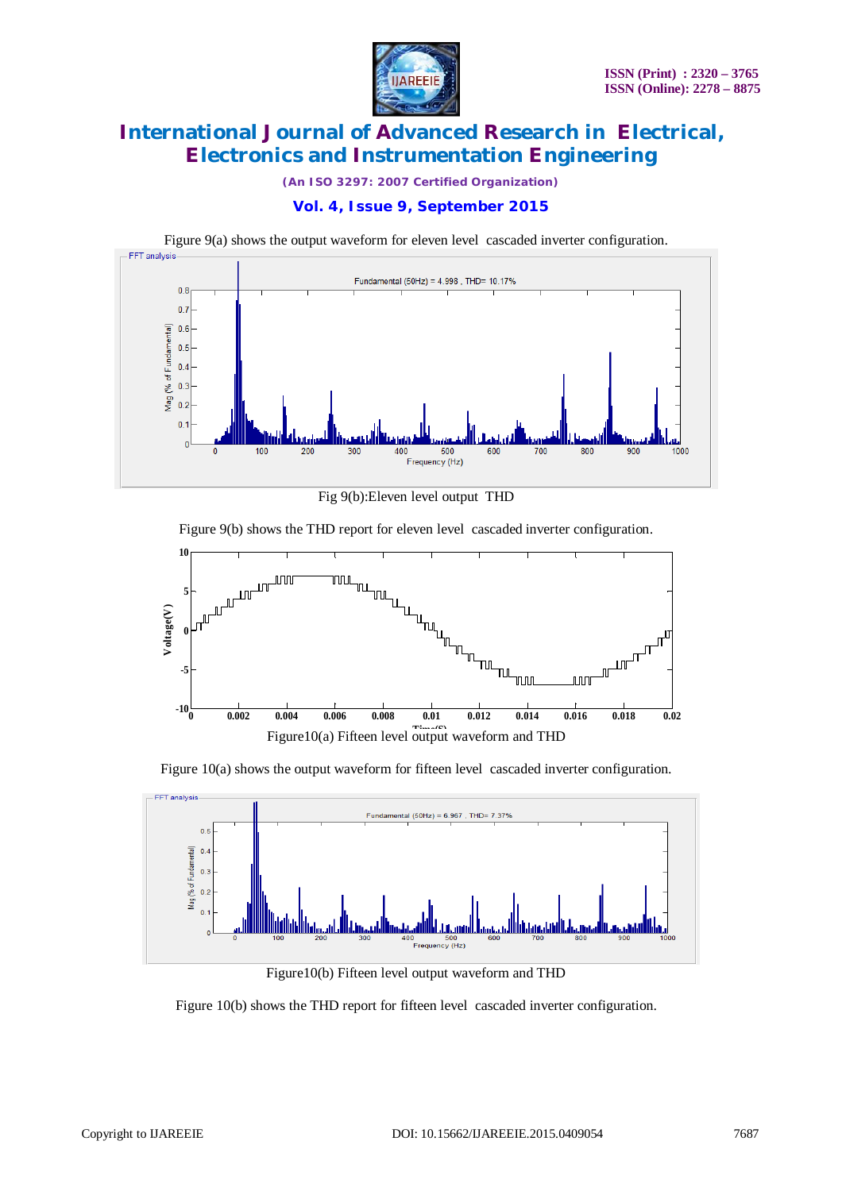Figure 9(a) shows the output waveform for eleven level cascaded inverter configuration.

Fig 9(b):Eleven level output THD

Figure 9(b) shows the THD report for eleven level cascaded inverter configuration.

Figure10(a) Fifteen level output waveform and THD

Figure 10(a) shows the output waveform for fifteen level cascaded inverter configuration.

Figure10(b) Fifteen level output waveform and THD

Figure 10(b) shows the THD report for fifteen level cascaded inverter configuration.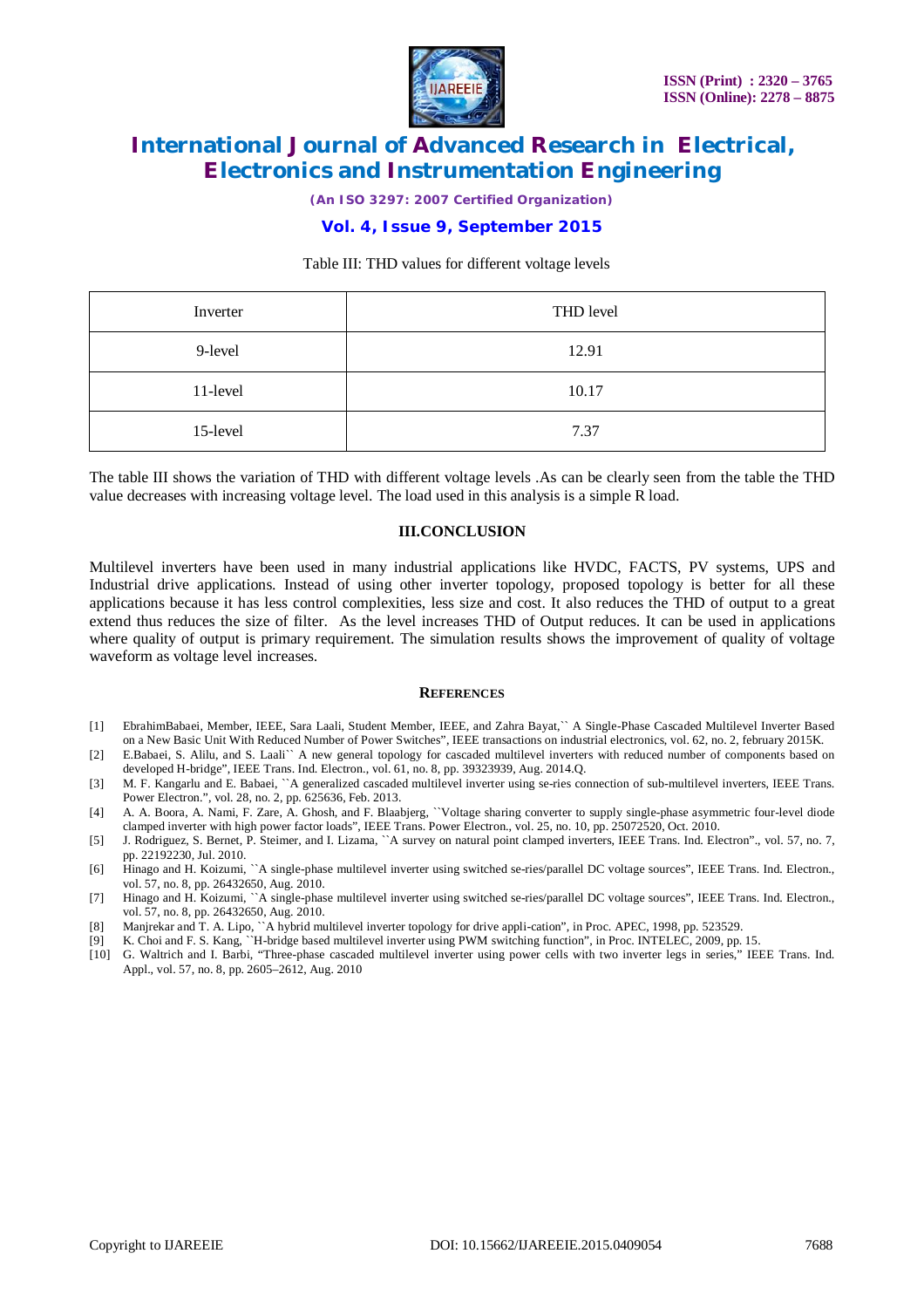Table III: THD values for different voltage levels

| Inverter | THD level |
| --- | --- |
| 9-level | 12.91 |
| 11-level | 10.17 |
| 15-level | 7.37 |

The table III shows the variation of THD with different voltage levels .As can be clearly seen from the table the THD value decreases with increasing voltage level. The load used in this analysis is a simple R load.

## III.CONCLUSION

Multilevel inverters have been used in many industrial applications like HVDC, FACTS, PV systems, UPS and Industrial drive applications. Instead of using other inverter topology, proposed topology is better for all these applications because it has less control complexities, less size and cost. It also reduces the THD of output to a great extend thus reduces the size of filter. As the level increases THD of Output reduces. It can be used in applications where quality of output is primary requirement. The simulation results shows the improvement of quality of voltage waveform as voltage level increases.

## REFERENCES

[1] EbrahimBabaei, Member, IEEE, Sara Laali, Student Member, IEEE, and Zahra Bayat,`` A Single-Phase Cascaded Multilevel Inverter Based on a New Basic Unit With Reduced Number of Power Switches", IEEE transactions on industrial electronics, vol. 62, no. 2, february 2015K.

[2] E.Babaei, S. Alilu, and S. Laali`` A new general topology for cascaded multilevel inverters with reduced number of components based on developed H-bridge", IEEE Trans. Ind. Electron., vol. 61, no. 8, pp. 39323939, Aug. 2014.Q.

[3] M. F. Kangarlu and E. Babaei, ``A generalized cascaded multilevel inverter using se-ries connection of sub-multilevel inverters, IEEE Trans. Power Electron.", vol. 28, no. 2, pp. 625636, Feb. 2013.

[4] A. A. Boora, A. Nami, F. Zare, A. Ghosh, and F. Blaabjerg, ``Voltage sharing converter to supply single-phase asymmetric four-level diode clamped inverter with high power factor loads", IEEE Trans. Power Electron., vol. 25, no. 10, pp. 25072520, Oct. 2010.

[5] J. Rodriguez, S. Bernet, P. Steimer, and I. Lizama, ``A survey on natural point clamped inverters, IEEE Trans. Ind. Electron"., vol. 57, no. 7, pp. 22192230, Jul. 2010.

[6] Hinago and H. Koizumi, ``A single-phase multilevel inverter using switched se-ries/parallel DC voltage sources", IEEE Trans. Ind. Electron., vol. 57, no. 8, pp. 26432650, Aug. 2010.

[7] Hinago and H. Koizumi, ``A single-phase multilevel inverter using switched se-ries/parallel DC voltage sources", IEEE Trans. Ind. Electron., vol. 57, no. 8, pp. 26432650, Aug. 2010.

[8] Manjrekar and T. A. Lipo, ``A hybrid multilevel inverter topology for drive appli-cation", in Proc. APEC, 1998, pp. 523529.

[9] K. Choi and F. S. Kang, ``H-bridge based multilevel inverter using PWM switching function", in Proc. INTELEC, 2009, pp. 15.

[10] G. Waltrich and I. Barbi, "Three-phase cascaded multilevel inverter using power cells with two inverter legs in series," IEEE Trans. Ind. Appl., vol. 57, no. 8, pp. 2605–2612, Aug. 2010